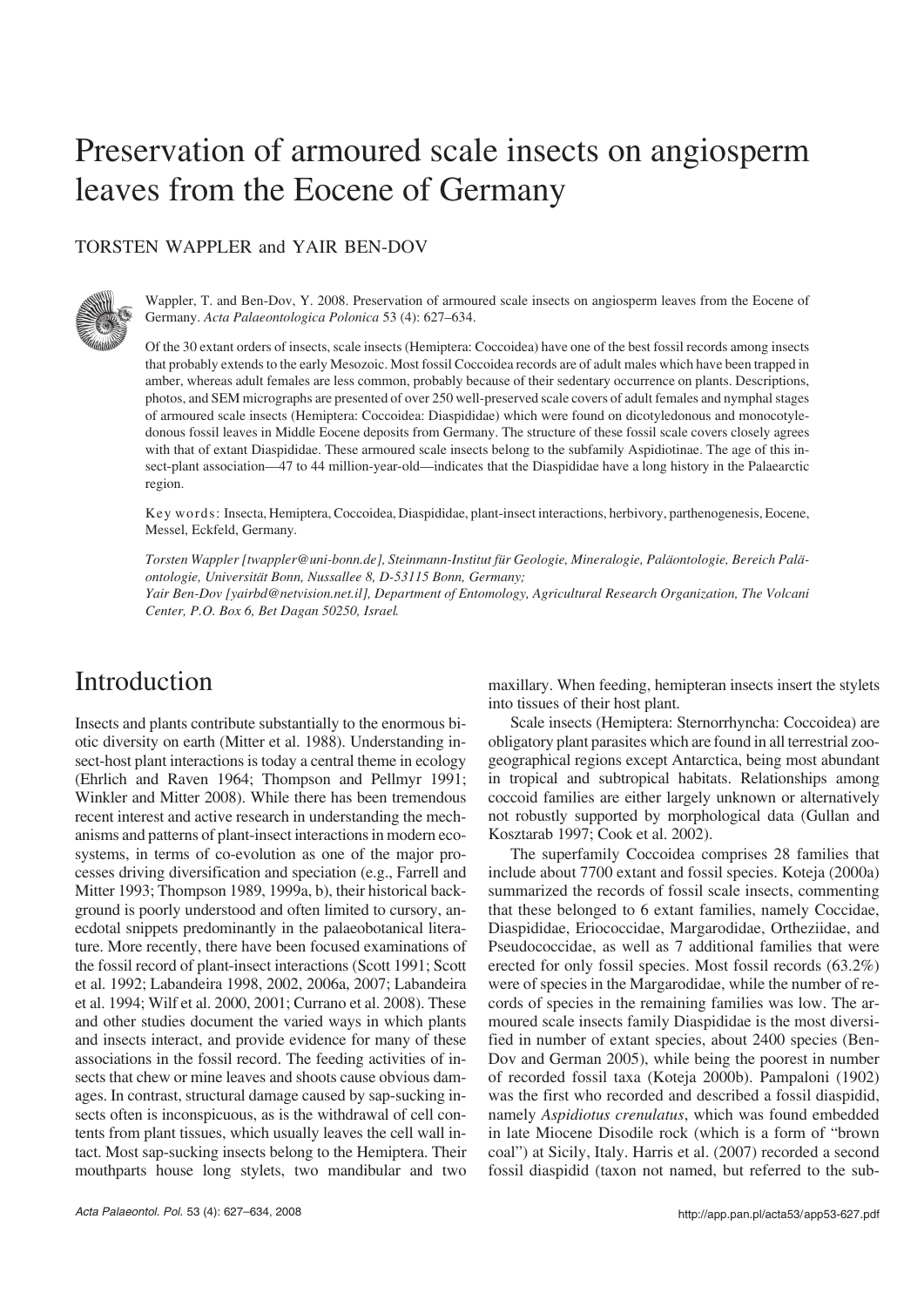# Preservation of armoured scale insects on angiosperm leaves from the Eocene of Germany

TORSTEN WAPPLER and YAIR BEN-DOV

Wappler, T. and Ben-Dov, Y. 2008. Preservation of armoured scale insects on angiosperm leaves from the Eocene of Germany. *Acta Palaeontologica Polonica* 53 (4): 627–634.

Of the 30 extant orders of insects, scale insects (Hemiptera: Coccoidea) have one of the best fossil records among insects that probably extends to the early Mesozoic. Most fossil Coccoidea records are of adult males which have been trapped in amber, whereas adult females are less common, probably because of their sedentary occurrence on plants. Descriptions, photos, and SEM micrographs are presented of over 250 well-preserved scale covers of adult females and nymphal stages of armoured scale insects (Hemiptera: Coccoidea: Diaspididae) which were found on dicotyledonous and monocotyledonous fossil leaves in Middle Eocene deposits from Germany. The structure of these fossil scale covers closely agrees with that of extant Diaspididae. These armoured scale insects belong to the subfamily Aspidiotinae. The age of this insect-plant association—47 to 44 million-year-old—indicates that the Diaspididae have a long history in the Palaearctic region.

Key words: Insecta, Hemiptera, Coccoidea, Diaspididae, plant-insect interactions, herbivory, parthenogenesis, Eocene, Messel, Eckfeld, Germany.

*Torsten Wappler [twappler@uni-bonn.de], Steinmann-Institut für Geologie, Mineralogie, Paläontologie, Bereich Paläontologie, Universität Bonn, Nussallee 8, D-53115 Bonn, Germany;*
*Yair Ben-Dov [yairbd@netvision.net.il], Department of Entomology, Agricultural Research Organization, The Volcani Center, P.O. Box 6, Bet Dagan 50250, Israel.*

## Introduction

Insects and plants contribute substantially to the enormous biotic diversity on earth (Mitter et al. 1988). Understanding insect-host plant interactions is today a central theme in ecology (Ehrlich and Raven 1964; Thompson and Pellmyr 1991; Winkler and Mitter 2008). While there has been tremendous recent interest and active research in understanding the mechanisms and patterns of plant-insect interactions in modern ecosystems, in terms of co-evolution as one of the major processes driving diversification and speciation (e.g., Farrell and Mitter 1993; Thompson 1989, 1999a, b), their historical background is poorly understood and often limited to cursory, anecdotal snippets predominantly in the palaeobotanical literature. More recently, there have been focused examinations of the fossil record of plant-insect interactions (Scott 1991; Scott et al. 1992; Labandeira 1998, 2002, 2006a, 2007; Labandeira et al. 1994; Wilf et al. 2000, 2001; Currano et al. 2008). These and other studies document the varied ways in which plants and insects interact, and provide evidence for many of these associations in the fossil record. The feeding activities of insects that chew or mine leaves and shoots cause obvious damages. In contrast, structural damage caused by sap-sucking insects often is inconspicuous, as is the withdrawal of cell contents from plant tissues, which usually leaves the cell wall intact. Most sap-sucking insects belong to the Hemiptera. Their mouthparts house long stylets, two mandibular and two maxillary. When feeding, hemipteran insects insert the stylets into tissues of their host plant.

Scale insects (Hemiptera: Sternorrhyncha: Coccoidea) are obligatory plant parasites which are found in all terrestrial zoogeographical regions except Antarctica, being most abundant in tropical and subtropical habitats. Relationships among coccoid families are either largely unknown or alternatively not robustly supported by morphological data (Gullan and Kosztarab 1997; Cook et al. 2002).

The superfamily Coccoidea comprises 28 families that include about 7700 extant and fossil species. Koteja (2000a) summarized the records of fossil scale insects, commenting that these belonged to 6 extant families, namely Coccidae, Diaspididae, Eriococcidae, Margarodidae, Ortheziidae, and Pseudococcidae, as well as 7 additional families that were erected for only fossil species. Most fossil records (63.2%) were of species in the Margarodidae, while the number of records of species in the remaining families was low. The armoured scale insects family Diaspididae is the most diversified in number of extant species, about 2400 species (Ben-Dov and German 2005), while being the poorest in number of recorded fossil taxa (Koteja 2000b). Pampaloni (1902) was the first who recorded and described a fossil diaspidid, namely *Aspidiotus crenulatus*, which was found embedded in late Miocene Disodile rock (which is a form of "brown coal") at Sicily, Italy. Harris et al. (2007) recorded a second fossil diaspidid (taxon not named, but referred to the sub-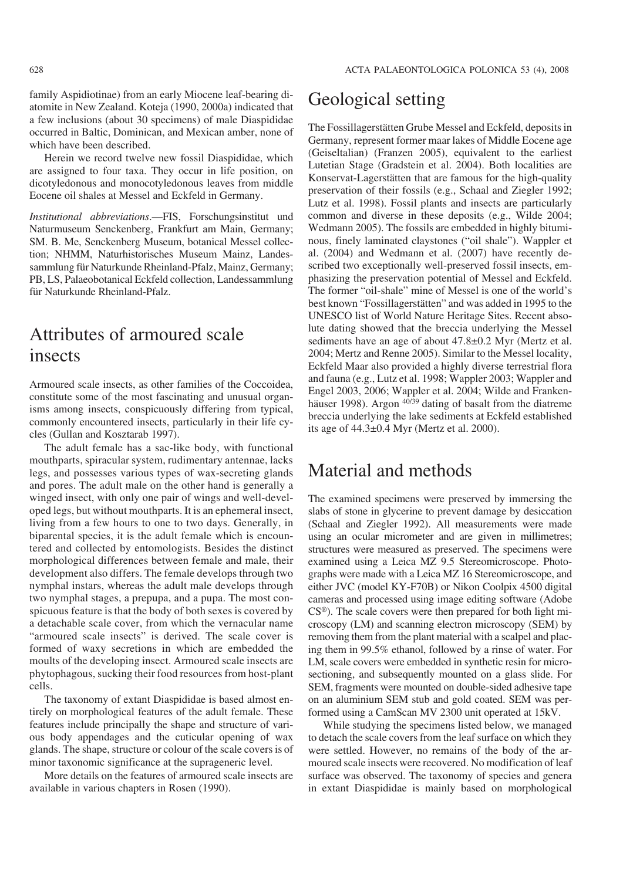family Aspidiotinae) from an early Miocene leaf-bearing diatomite in New Zealand. Koteja (1990, 2000a) indicated that a few inclusions (about 30 specimens) of male Diaspididae occurred in Baltic, Dominican, and Mexican amber, none of which have been described.

Herein we record twelve new fossil Diaspididae, which are assigned to four taxa. They occur in life position, on dicotyledonous and monocotyledonous leaves from middle Eocene oil shales at Messel and Eckfeld in Germany.

*Institutional abbreviations*.—FIS, Forschungsinstitut und Naturmuseum Senckenberg, Frankfurt am Main, Germany; SM. B. Me, Senckenberg Museum, botanical Messel collection; NHMM, Naturhistorisches Museum Mainz, Landessammlung für Naturkunde Rheinland-Pfalz, Mainz, Germany; PB, LS, Palaeobotanical Eckfeld collection, Landessammlung für Naturkunde Rheinland-Pfalz.

# Attributes of armoured scale insects

Armoured scale insects, as other families of the Coccoidea, constitute some of the most fascinating and unusual organisms among insects, conspicuously differing from typical, commonly encountered insects, particularly in their life cycles (Gullan and Kosztarab 1997).

The adult female has a sac-like body, with functional mouthparts, spiracular system, rudimentary antennae, lacks legs, and possesses various types of wax-secreting glands and pores. The adult male on the other hand is generally a winged insect, with only one pair of wings and well-developed legs, but without mouthparts. It is an ephemeral insect, living from a few hours to one to two days. Generally, in biparental species, it is the adult female which is encountered and collected by entomologists. Besides the distinct morphological differences between female and male, their development also differs. The female develops through two nymphal instars, whereas the adult male develops through two nymphal stages, a prepupa, and a pupa. The most conspicuous feature is that the body of both sexes is covered by a detachable scale cover, from which the vernacular name "armoured scale insects" is derived. The scale cover is formed of waxy secretions in which are embedded the moults of the developing insect. Armoured scale insects are phytophagous, sucking their food resources from host-plant cells.

The taxonomy of extant Diaspididae is based almost entirely on morphological features of the adult female. These features include principally the shape and structure of various body appendages and the cuticular opening of wax glands. The shape, structure or colour of the scale covers is of minor taxonomic significance at the suprageneric level.

More details on the features of armoured scale insects are available in various chapters in Rosen (1990).

# Geological setting

The Fossillagerstätten Grube Messel and Eckfeld, deposits in Germany, represent former maar lakes of Middle Eocene age (Geiseltalian) (Franzen 2005), equivalent to the earliest Lutetian Stage (Gradstein et al. 2004). Both localities are Konservat-Lagerstätten that are famous for the high-quality preservation of their fossils (e.g., Schaal and Ziegler 1992; Lutz et al. 1998). Fossil plants and insects are particularly common and diverse in these deposits (e.g., Wilde 2004; Wedmann 2005). The fossils are embedded in highly bituminous, finely laminated claystones ("oil shale"). Wappler et al. (2004) and Wedmann et al. (2007) have recently described two exceptionally well-preserved fossil insects, emphasizing the preservation potential of Messel and Eckfeld. The former "oil-shale" mine of Messel is one of the world's best known "Fossillagerstätten" and was added in 1995 to the UNESCO list of World Nature Heritage Sites. Recent absolute dating showed that the breccia underlying the Messel sediments have an age of about 47.8±0.2 Myr (Mertz et al. 2004; Mertz and Renne 2005). Similar to the Messel locality, Eckfeld Maar also provided a highly diverse terrestrial flora and fauna (e.g., Lutz et al. 1998; Wappler 2003; Wappler and Engel 2003, 2006; Wappler et al. 2004; Wilde and Frankenhäuser 1998). Argon $^{40/39}$ dating of basalt from the diatreme breccia underlying the lake sediments at Eckfeld established its age of 44.3±0.4 Myr (Mertz et al. 2000).

# Material and methods

The examined specimens were preserved by immersing the slabs of stone in glycerine to prevent damage by desiccation (Schaal and Ziegler 1992). All measurements were made using an ocular micrometer and are given in millimetres; structures were measured as preserved. The specimens were examined using a Leica MZ 9.5 Stereomicroscope. Photographs were made with a Leica MZ 16 Stereomicroscope, and either JVC (model KY-F70B) or Nikon Coolpix 4500 digital cameras and processed using image editing software (Adobe CS®). The scale covers were then prepared for both light microscopy (LM) and scanning electron microscopy (SEM) by removing them from the plant material with a scalpel and placing them in 99.5% ethanol, followed by a rinse of water. For LM, scale covers were embedded in synthetic resin for microsectioning, and subsequently mounted on a glass slide. For SEM, fragments were mounted on double-sided adhesive tape on an aluminium SEM stub and gold coated. SEM was performed using a CamScan MV 2300 unit operated at 15kV.

While studying the specimens listed below, we managed to detach the scale covers from the leaf surface on which they were settled. However, no remains of the body of the armoured scale insects were recovered. No modification of leaf surface was observed. The taxonomy of species and genera in extant Diaspididae is mainly based on morphological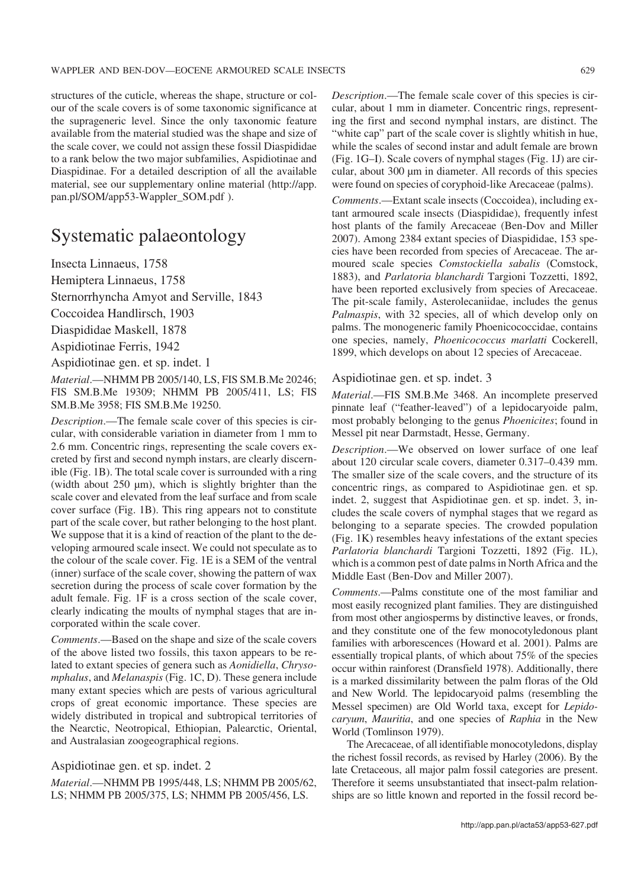structures of the cuticle, whereas the shape, structure or colour of the scale covers is of some taxonomic significance at the suprageneric level. Since the only taxonomic feature available from the material studied was the shape and size of the scale cover, we could not assign these fossil Diaspididae to a rank below the two major subfamilies, Aspidiotinae and Diaspidinae. For a detailed description of all the available material, see our supplementary online material (http://app.pan.pl/SOM/app53-Wappler_SOM.pdf ).

# Systematic palaeontology

Insecta Linnaeus, 1758

Hemiptera Linnaeus, 1758

Sternorrhyncha Amyot and Serville, 1843

Coccoidea Handlirsch, 1903

Diaspididae Maskell, 1878

Aspidiotinae Ferris, 1942

Aspidiotinae gen. et sp. indet. 1

*Material*.—NHMM PB 2005/140, LS, FIS SM.B.Me 20246; FIS SM.B.Me 19309; NHMM PB 2005/411, LS; FIS SM.B.Me 3958; FIS SM.B.Me 19250.

*Description*.—The female scale cover of this species is circular, with considerable variation in diameter from 1 mm to 2.6 mm. Concentric rings, representing the scale covers excreted by first and second nymph instars, are clearly discernible (Fig. 1B). The total scale cover is surrounded with a ring (width about 250 µm), which is slightly brighter than the scale cover and elevated from the leaf surface and from scale cover surface (Fig. 1B). This ring appears not to constitute part of the scale cover, but rather belonging to the host plant. We suppose that it is a kind of reaction of the plant to the developing armoured scale insect. We could not speculate as to the colour of the scale cover. Fig. 1E is a SEM of the ventral (inner) surface of the scale cover, showing the pattern of wax secretion during the process of scale cover formation by the adult female. Fig. 1F is a cross section of the scale cover, clearly indicating the moults of nymphal stages that are incorporated within the scale cover.

*Comments*.—Based on the shape and size of the scale covers of the above listed two fossils, this taxon appears to be related to extant species of genera such as *Aonidiella*, *Chrysomphalus*, and *Melanaspis* (Fig. 1C, D). These genera include many extant species which are pests of various agricultural crops of great economic importance. These species are widely distributed in tropical and subtropical territories of the Nearctic, Neotropical, Ethiopian, Palearctic, Oriental, and Australasian zoogeographical regions.

## Aspidiotinae gen. et sp. indet. 2

*Material*.—NHMM PB 1995/448, LS; NHMM PB 2005/62, LS; NHMM PB 2005/375, LS; NHMM PB 2005/456, LS.

*Description*.—The female scale cover of this species is circular, about 1 mm in diameter. Concentric rings, representing the first and second nymphal instars, are distinct. The "white cap" part of the scale cover is slightly whitish in hue, while the scales of second instar and adult female are brown (Fig. 1G–I). Scale covers of nymphal stages (Fig. 1J) are circular, about 300 µm in diameter. All records of this species were found on species of coryphoid-like Arecaceae (palms).

*Comments*.—Extant scale insects (Coccoidea), including extant armoured scale insects (Diaspididae), frequently infest host plants of the family Arecaceae (Ben-Dov and Miller 2007). Among 2384 extant species of Diaspididae, 153 species have been recorded from species of Arecaceae. The armoured scale species *Comstockiella sabalis* (Comstock, 1883), and *Parlatoria blanchardi* Targioni Tozzetti, 1892, have been reported exclusively from species of Arecaceae. The pit-scale family, Asterolecaniidae, includes the genus *Palmaspis*, with 32 species, all of which develop only on palms. The monogeneric family Phoenicococcidae, contains one species, namely, *Phoenicococcus marlatti* Cockerell, 1899, which develops on about 12 species of Arecaceae.

## Aspidiotinae gen. et sp. indet. 3

*Material*.—FIS SM.B.Me 3468. An incomplete preserved pinnate leaf ("feather-leaved") of a lepidocaryoide palm, most probably belonging to the genus *Phoenicites*; found in Messel pit near Darmstadt, Hesse, Germany.

*Description*.—We observed on lower surface of one leaf about 120 circular scale covers, diameter 0.317–0.439 mm. The smaller size of the scale covers, and the structure of its concentric rings, as compared to Aspidiotinae gen. et sp. indet. 2, suggest that Aspidiotinae gen. et sp. indet. 3, includes the scale covers of nymphal stages that we regard as belonging to a separate species. The crowded population (Fig. 1K) resembles heavy infestations of the extant species *Parlatoria blanchardi* Targioni Tozzetti, 1892 (Fig. 1L), which is a common pest of date palms in North Africa and the Middle East (Ben-Dov and Miller 2007).

*Comments*.—Palms constitute one of the most familiar and most easily recognized plant families. They are distinguished from most other angiosperms by distinctive leaves, or fronds, and they constitute one of the few monocotyledonous plant families with arborescences (Howard et al. 2001). Palms are essentially tropical plants, of which about 75% of the species occur within rainforest (Dransfield 1978). Additionally, there is a marked dissimilarity between the palm floras of the Old and New World. The lepidocaryoid palms (resembling the Messel specimen) are Old World taxa, except for *Lepidocaryum*, *Mauritia*, and one species of *Raphia* in the New World (Tomlinson 1979).

The Arecaceae, of all identifiable monocotyledons, display the richest fossil records, as revised by Harley (2006). By the late Cretaceous, all major palm fossil categories are present. Therefore it seems unsubstantiated that insect-palm relationships are so little known and reported in the fossil record be-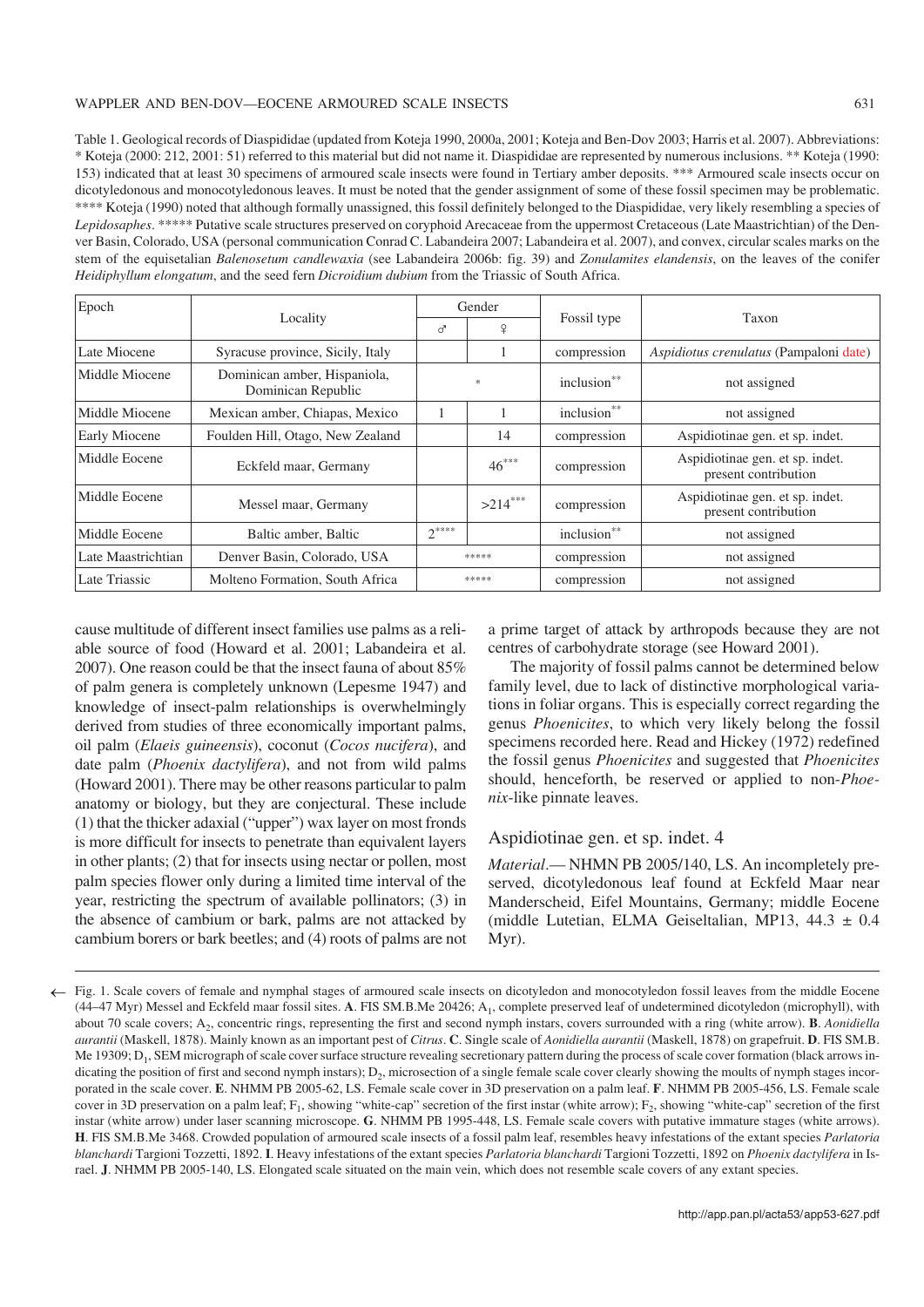Table 1. Geological records of Diaspididae (updated from Koteja 1990, 2000a, 2001; Koteja and Ben-Dov 2003; Harris et al. 2007). Abbreviations: * Koteja (2000: 212, 2001: 51) referred to this material but did not name it. Diaspididae are represented by numerous inclusions. ** Koteja (1990: 153) indicated that at least 30 specimens of armoured scale insects were found in Tertiary amber deposits. *** Armoured scale insects occur on dicotyledonous and monocotyledonous leaves. It must be noted that the gender assignment of some of these fossil specimen may be problematic. **** Koteja (1990) noted that although formally unassigned, this fossil definitely belonged to the Diaspididae, very likely resembling a species of *Lepidosaphes*. ***** Putative scale structures preserved on coryphoid Arecaceae from the uppermost Cretaceous (Late Maastrichtian) of the Denver Basin, Colorado, USA (personal communication Conrad C. Labandeira 2007; Labandeira et al. 2007), and convex, circular scales marks on the stem of the equisetalian *Balenosetum candlewaxia* (see Labandeira 2006b: fig. 39) and *Zonulamites elandensis*, on the leaves of the conifer *Heidiphyllum elongatum*, and the seed fern *Dicroidium dubium* from the Triassic of South Africa.

| Epoch | Locality | Gender | | Fossil type | Taxon |
|---|---|---|---|---|---|
| | | ♂ | ♀ | | |
| Late Miocene | Syracuse province, Sicily, Italy | | 1 | compression | *Aspidiotus crenulatus* (Pampaloni date) |
| Middle Miocene | Dominican amber, Hispaniola, Dominican Republic | * | | inclusion** | not assigned |
| Middle Miocene | Mexican amber, Chiapas, Mexico | 1 | 1 | inclusion** | not assigned |
| Early Miocene | Foulden Hill, Otago, New Zealand | | 14 | compression | Aspidiotinae gen. et sp. indet. |
| Middle Eocene | Eckfeld maar, Germany | | 46*** | compression | Aspidiotinae gen. et sp. indet. present contribution |
| Middle Eocene | Messel maar, Germany | | >214*** | compression | Aspidiotinae gen. et sp. indet. present contribution |
| Middle Eocene | Baltic amber, Baltic | 2**** | | inclusion** | not assigned |
| Late Maastrichtian | Denver Basin, Colorado, USA | ***** | | compression | not assigned |
| Late Triassic | Molteno Formation, South Africa | ***** | | compression | not assigned |

cause multitude of different insect families use palms as a reliable source of food (Howard et al. 2001; Labandeira et al. 2007). One reason could be that the insect fauna of about 85% of palm genera is completely unknown (Lepesme 1947) and knowledge of insect-palm relationships is overwhelmingly derived from studies of three economically important palms, oil palm (*Elaeis guineensis*), coconut (*Cocos nucifera*), and date palm (*Phoenix dactylifera*), and not from wild palms (Howard 2001). There may be other reasons particular to palm anatomy or biology, but they are conjectural. These include (1) that the thicker adaxial ("upper") wax layer on most fronds is more difficult for insects to penetrate than equivalent layers in other plants; (2) that for insects using nectar or pollen, most palm species flower only during a limited time interval of the year, restricting the spectrum of available pollinators; (3) in the absence of cambium or bark, palms are not attacked by cambium borers or bark beetles; and (4) roots of palms are not a prime target of attack by arthropods because they are not centres of carbohydrate storage (see Howard 2001).

The majority of fossil palms cannot be determined below family level, due to lack of distinctive morphological variations in foliar organs. This is especially correct regarding the genus *Phoenicites*, to which very likely belong the fossil specimens recorded here. Read and Hickey (1972) redefined the fossil genus *Phoenicites* and suggested that *Phoenicites* should, henceforth, be reserved or applied to non-*Phoenix*-like pinnate leaves.

## Aspidiotinae gen. et sp. indet. 4

*Material*.— NHMN PB 2005/140, LS. An incompletely preserved, dicotyledonous leaf found at Eckfeld Maar near Manderscheid, Eifel Mountains, Germany; middle Eocene (middle Lutetian, ELMA Geiseltalian, MP13, 44.3 ± 0.4 Myr).

Fig. 1. Scale covers of female and nymphal stages of armoured scale insects on dicotyledon and monocotyledon fossil leaves from the middle Eocene (44–47 Myr) Messel and Eckfeld maar fossil sites. **A**. FIS SM.B.Me 20426; $A_1$, complete preserved leaf of undetermined dicotyledon (microphyll), with about 70 scale covers; $A_2$, concentric rings, representing the first and second nymph instars, covers surrounded with a ring (white arrow). **B**. *Aonidiella aurantii* (Maskell, 1878). Mainly known as an important pest of *Citrus*. **C**. Single scale of *Aonidiella aurantii* (Maskell, 1878) on grapefruit. **D**. FIS SM.B. Me 19309; $D_1$, SEM micrograph of scale cover surface structure revealing secretionary pattern during the process of scale cover formation (black arrows indicating the position of first and second nymph instars); $D_2$, microsection of a single female scale cover clearly showing the moults of nymph stages incorporated in the scale cover. **E**. NHMM PB 2005-62, LS. Female scale cover in 3D preservation on a palm leaf. **F**. NHMM PB 2005-456, LS. Female scale cover in 3D preservation on a palm leaf; $F_1$, showing "white-cap" secretion of the first instar (white arrow); $F_2$, showing "white-cap" secretion of the first instar (white arrow) under laser scanning microscope. **G**. NHMM PB 1995-448, LS. Female scale covers with putative immature stages (white arrows). **H**. FIS SM.B.Me 3468. Crowded population of armoured scale insects of a fossil palm leaf, resembles heavy infestations of the extant species *Parlatoria blanchardi* Targioni Tozzetti, 1892. **I**. Heavy infestations of the extant species *Parlatoria blanchardi* Targioni Tozzetti, 1892 on *Phoenix dactylifera* in Israel. **J**. NHMM PB 2005-140, LS. Elongated scale situated on the main vein, which does not resemble scale covers of any extant species.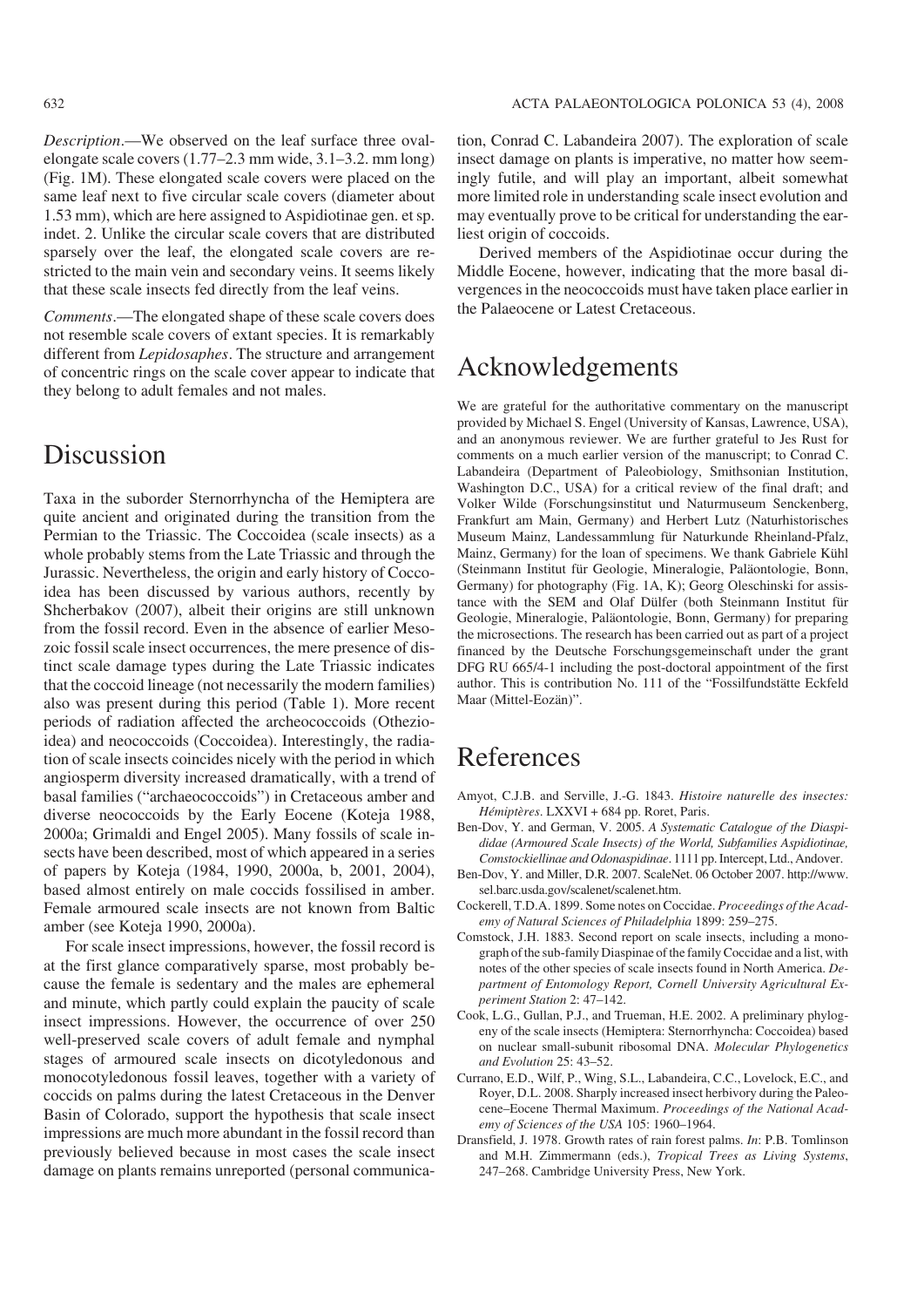*Description*.—We observed on the leaf surface three oval-elongate scale covers (1.77–2.3 mm wide, 3.1–3.2. mm long) (Fig. 1M). These elongated scale covers were placed on the same leaf next to five circular scale covers (diameter about 1.53 mm), which are here assigned to Aspidiotinae gen. et sp. indet. 2. Unlike the circular scale covers that are distributed sparsely over the leaf, the elongated scale covers are restricted to the main vein and secondary veins. It seems likely that these scale insects fed directly from the leaf veins.

*Comments*.—The elongated shape of these scale covers does not resemble scale covers of extant species. It is remarkably different from *Lepidosaphes*. The structure and arrangement of concentric rings on the scale cover appear to indicate that they belong to adult females and not males.

# Discussion

Taxa in the suborder Sternorrhyncha of the Hemiptera are quite ancient and originated during the transition from the Permian to the Triassic. The Coccoidea (scale insects) as a whole probably stems from the Late Triassic and through the Jurassic. Nevertheless, the origin and early history of Coccoidea has been discussed by various authors, recently by Shcherbakov (2007), albeit their origins are still unknown from the fossil record. Even in the absence of earlier Mesozoic fossil scale insect occurrences, the mere presence of distinct scale damage types during the Late Triassic indicates that the coccoid lineage (not necessarily the modern families) also was present during this period (Table 1). More recent periods of radiation affected the archeococcoids (Ortheziidea) and neococcoids (Coccoidea). Interestingly, the radiation of scale insects coincides nicely with the period in which angiosperm diversity increased dramatically, with a trend of basal families ("archaeococcoids") in Cretaceous amber and diverse neococcoids by the Early Eocene (Koteja 1988, 2000a; Grimaldi and Engel 2005). Many fossils of scale insects have been described, most of which appeared in a series of papers by Koteja (1984, 1990, 2000a, b, 2001, 2004), based almost entirely on male coccids fossilised in amber. Female armoured scale insects are not known from Baltic amber (see Koteja 1990, 2000a).

For scale insect impressions, however, the fossil record is at the first glance comparatively sparse, most probably because the female is sedentary and the males are ephemeral and minute, which partly could explain the paucity of scale insect impressions. However, the occurrence of over 250 well-preserved scale covers of adult female and nymphal stages of armoured scale insects on dicotyledonous and monocotyledonous fossil leaves, together with a variety of coccids on palms during the latest Cretaceous in the Denver Basin of Colorado, support the hypothesis that scale insect impressions are much more abundant in the fossil record than previously believed because in most cases the scale insect damage on plants remains unreported (personal communication, Conrad C. Labandeira 2007). The exploration of scale insect damage on plants is imperative, no matter how seemingly futile, and will play an important, albeit somewhat more limited role in understanding scale insect evolution and may eventually prove to be critical for understanding the earliest origin of coccoids.

Derived members of the Aspidiotinae occur during the Middle Eocene, however, indicating that the more basal divergences in the neococcoids must have taken place earlier in the Palaeocene or Latest Cretaceous.

# Acknowledgements

We are grateful for the authoritative commentary on the manuscript provided by Michael S. Engel (University of Kansas, Lawrence, USA), and an anonymous reviewer. We are further grateful to Jes Rust for comments on a much earlier version of the manuscript; to Conrad C. Labandeira (Department of Paleobiology, Smithsonian Institution, Washington D.C., USA) for a critical review of the final draft; and Volker Wilde (Forschungsinstitut und Naturmuseum Senckenberg, Frankfurt am Main, Germany) and Herbert Lutz (Naturhistorisches Museum Mainz, Landessammlung für Naturkunde Rheinland-Pfalz, Mainz, Germany) for the loan of specimens. We thank Gabriele Kühl (Steinmann Institut für Geologie, Mineralogie, Paläontologie, Bonn, Germany) for photography (Fig. 1A, K); Georg Oleschinski for assistance with the SEM and Olaf Dülfer (both Steinmann Institut für Geologie, Mineralogie, Paläontologie, Bonn, Germany) for preparing the microsections. The research has been carried out as part of a project financed by the Deutsche Forschungsgemeinschaft under the grant DFG RU 665/4-1 including the post-doctoral appointment of the first author. This is contribution No. 111 of the "Fossilfundstätte Eckfeld Maar (Mittel-Eozän)".

# References

Amyot, C.J.B. and Serville, J.-G. 1843. *Histoire naturelle des insectes: Hémiptères*. LXXVI + 684 pp. Roret, Paris.

Ben-Dov, Y. and German, V. 2005. *A Systematic Catalogue of the Diaspididae (Armoured Scale Insects) of the World, Subfamilies Aspidiotinae, Comstockiellinae and Odonaspidinae*. 1111 pp. Intercept, Ltd., Andover.

Ben-Dov, Y. and Miller, D.R. 2007. ScaleNet. 06 October 2007. http://www.sel.barc.usda.gov/scalenet/scalenet.htm.

Cockerell, T.D.A. 1899. Some notes on Coccidae. *Proceedings of the Academy of Natural Sciences of Philadelphia* 1899: 259–275.

Comstock, J.H. 1883. Second report on scale insects, including a monograph of the sub-family Diaspinae of the family Coccidae and a list, with notes of the other species of scale insects found in North America. *Department of Entomology Report, Cornell University Agricultural Experiment Station* 2: 47–142.

Cook, L.G., Gullan, P.J., and Trueman, H.E. 2002. A preliminary phylogeny of the scale insects (Hemiptera: Sternorrhyncha: Coccoidea) based on nuclear small-subunit ribosomal DNA. *Molecular Phylogenetics and Evolution* 25: 43–52.

Currano, E.D., Wilf, P., Wing, S.L., Labandeira, C.C., Lovelock, E.C., and Royer, D.L. 2008. Sharply increased insect herbivory during the Paleocene–Eocene Thermal Maximum. *Proceedings of the National Academy of Sciences of the USA* 105: 1960–1964.

Dransfield, J. 1978. Growth rates of rain forest palms. *In*: P.B. Tomlinson and M.H. Zimmermann (eds.), *Tropical Trees as Living Systems*, 247–268. Cambridge University Press, New York.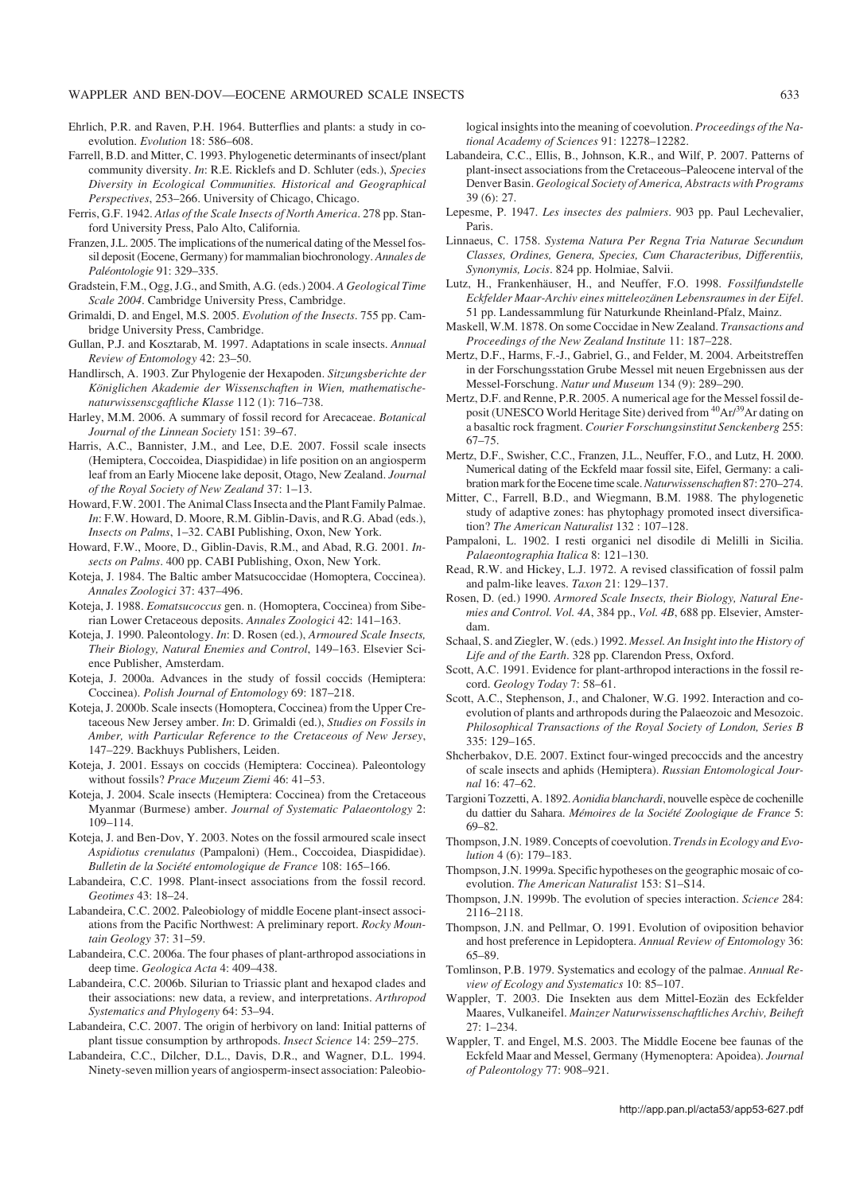Ehrlich, P.R. and Raven, P.H. 1964. Butterflies and plants: a study in coevolution. *Evolution* 18: 586–608.

Farrell, B.D. and Mitter, C. 1993. Phylogenetic determinants of insect/plant community diversity. *In*: R.E. Ricklefs and D. Schluter (eds.), *Species Diversity in Ecological Communities. Historical and Geographical Perspectives*, 253–266. University of Chicago, Chicago.

Ferris, G.F. 1942. *Atlas of the Scale Insects of North America*. 278 pp. Stanford University Press, Palo Alto, California.

Franzen, J.L. 2005. The implications of the numerical dating of the Messel fossil deposit (Eocene, Germany) for mammalian biochronology. *Annales de Paléontologie* 91: 329–335.

Gradstein, F.M., Ogg, J.G., and Smith, A.G. (eds.) 2004. *A Geological Time Scale 2004*. Cambridge University Press, Cambridge.

Grimaldi, D. and Engel, M.S. 2005. *Evolution of the Insects*. 755 pp. Cambridge University Press, Cambridge.

Gullan, P.J. and Kosztarab, M. 1997. Adaptations in scale insects. *Annual Review of Entomology* 42: 23–50.

Handlirsch, A. 1903. Zur Phylogenie der Hexapoden. *Sitzungsberichte der Königlichen Akademie der Wissenschaften in Wien, mathematische-naturwissenscgaftliche Klasse* 112 (1): 716–738.

Harley, M.M. 2006. A summary of fossil record for Arecaceae. *Botanical Journal of the Linnean Society* 151: 39–67.

Harris, A.C., Bannister, J.M., and Lee, D.E. 2007. Fossil scale insects (Hemiptera, Coccoidea, Diaspididae) in life position on an angiosperm leaf from an Early Miocene lake deposit, Otago, New Zealand. *Journal of the Royal Society of New Zealand* 37: 1–13.

Howard, F.W. 2001. The Animal Class Insecta and the Plant Family Palmae. *In*: F.W. Howard, D. Moore, R.M. Giblin-Davis, and R.G. Abad (eds.), *Insects on Palms*, 1–32. CABI Publishing, Oxon, New York.

Howard, F.W., Moore, D., Giblin-Davis, R.M., and Abad, R.G. 2001. *Insects on Palms*. 400 pp. CABI Publishing, Oxon, New York.

Koteja, J. 1984. The Baltic amber Matsucoccidae (Homoptera, Coccinea). *Annales Zoologici* 37: 437–496.

Koteja, J. 1988. *Eomatsucoccus* gen. n. (Homoptera, Coccinea) from Siberian Lower Cretaceous deposits. *Annales Zoologici* 42: 141–163.

Koteja, J. 1990. Paleontology. *In*: D. Rosen (ed.), *Armoured Scale Insects, Their Biology, Natural Enemies and Control*, 149–163. Elsevier Science Publisher, Amsterdam.

Koteja, J. 2000a. Advances in the study of fossil coccids (Hemiptera: Coccinea). *Polish Journal of Entomology* 69: 187–218.

Koteja, J. 2000b. Scale insects (Homoptera, Coccinea) from the Upper Cretaceous New Jersey amber. *In*: D. Grimaldi (ed.), *Studies on Fossils in Amber, with Particular Reference to the Cretaceous of New Jersey*, 147–229. Backhuys Publishers, Leiden.

Koteja, J. 2001. Essays on coccids (Hemiptera: Coccinea). Paleontology without fossils? *Prace Muzeum Ziemi* 46: 41–53.

Koteja, J. 2004. Scale insects (Hemiptera: Coccinea) from the Cretaceous Myanmar (Burmese) amber. *Journal of Systematic Palaeontology* 2: 109–114.

Koteja, J. and Ben-Dov, Y. 2003. Notes on the fossil armoured scale insect *Aspidiotus crenulatus* (Pampaloni) (Hem., Coccoidea, Diaspididae). *Bulletin de la Société entomologique de France* 108: 165–166.

Labandeira, C.C. 1998. Plant-insect associations from the fossil record. *Geotimes* 43: 18–24.

Labandeira, C.C. 2002. Paleobiology of middle Eocene plant-insect associations from the Pacific Northwest: A preliminary report. *Rocky Mountain Geology* 37: 31–59.

Labandeira, C.C. 2006a. The four phases of plant-arthropod associations in deep time. *Geologica Acta* 4: 409–438.

Labandeira, C.C. 2006b. Silurian to Triassic plant and hexapod clades and their associations: new data, a review, and interpretations. *Arthropod Systematics and Phylogeny* 64: 53–94.

Labandeira, C.C. 2007. The origin of herbivory on land: Initial patterns of plant tissue consumption by arthropods. *Insect Science* 14: 259–275.

Labandeira, C.C., Dilcher, D.L., Davis, D.R., and Wagner, D.L. 1994. Ninety-seven million years of angiosperm-insect association: Paleobiological insights into the meaning of coevolution. *Proceedings of the National Academy of Sciences* 91: 12278–12282.

Labandeira, C.C., Ellis, B., Johnson, K.R., and Wilf, P. 2007. Patterns of plant-insect associations from the Cretaceous–Paleocene interval of the Denver Basin. *Geological Society of America, Abstracts with Programs* 39 (6): 27.

Lepesme, P. 1947. *Les insectes des palmiers*. 903 pp. Paul Lechevalier, Paris.

Linnaeus, C. 1758. *Systema Natura Per Regna Tria Naturae Secundum Classes, Ordines, Genera, Species, Cum Characteribus, Differentiis, Synonymis, Locis*. 824 pp. Holmiae, Salvii.

Lutz, H., Frankenhäuser, H., and Neuffer, F.O. 1998. *Fossilfundstelle Eckfelder Maar-Archiv eines mitteleozänen Lebensraumes in der Eifel*. 51 pp. Landessammlung für Naturkunde Rheinland-Pfalz, Mainz.

Maskell, W.M. 1878. On some Coccidae in New Zealand. *Transactions and Proceedings of the New Zealand Institute* 11: 187–228.

Mertz, D.F., Harms, F.-J., Gabriel, G., and Felder, M. 2004. Arbeitstreffen in der Forschungsstation Grube Messel mit neuen Ergebnissen aus der Messel-Forschung. *Natur und Museum* 134 (9): 289–290.

Mertz, D.F. and Renne, P.R. 2005. A numerical age for the Messel fossil deposit (UNESCO World Heritage Site) derived from $^{40}Ar/^{39}Ar$ dating on a basaltic rock fragment. *Courier Forschungsinstitut Senckenberg* 255: 67–75.

Mertz, D.F., Swisher, C.C., Franzen, J.L., Neuffer, F.O., and Lutz, H. 2000. Numerical dating of the Eckfeld maar fossil site, Eifel, Germany: a calibration mark for the Eocene time scale. *Naturwissenschaften* 87: 270–274.

Mitter, C., Farrell, B.D., and Wiegmann, B.M. 1988. The phylogenetic study of adaptive zones: has phytophagy promoted insect diversification? *The American Naturalist* 132 : 107–128.

Pampaloni, L. 1902. I resti organici nel disodile di Melilli in Sicilia. *Palaeontographia Italica* 8: 121–130.

Read, R.W. and Hickey, L.J. 1972. A revised classification of fossil palm and palm-like leaves. *Taxon* 21: 129–137.

Rosen, D. (ed.) 1990. *Armored Scale Insects, their Biology, Natural Enemies and Control. Vol. 4A*, 384 pp., *Vol. 4B*, 688 pp. Elsevier, Amsterdam.

Schaal, S. and Ziegler, W. (eds.) 1992. *Messel. An Insight into the History of Life and of the Earth*. 328 pp. Clarendon Press, Oxford.

Scott, A.C. 1991. Evidence for plant-arthropod interactions in the fossil record. *Geology Today* 7: 58–61.

Scott, A.C., Stephenson, J., and Chaloner, W.G. 1992. Interaction and coevolution of plants and arthropods during the Palaeozoic and Mesozoic. *Philosophical Transactions of the Royal Society of London, Series B* 335: 129–165.

Shcherbakov, D.E. 2007. Extinct four-winged precoccids and the ancestry of scale insects and aphids (Hemiptera). *Russian Entomological Journal* 16: 47–62.

Targioni Tozzetti, A. 1892. *Aonidia blanchardi*, nouvelle espèce de cochenille du dattier du Sahara. *Mémoires de la Société Zoologique de France* 5: 69–82.

Thompson, J.N. 1989. Concepts of coevolution. *Trends in Ecology and Evolution* 4 (6): 179–183.

Thompson, J.N. 1999a. Specific hypotheses on the geographic mosaic of coevolution. *The American Naturalist* 153: S1–S14.

Thompson, J.N. 1999b. The evolution of species interaction. *Science* 284: 2116–2118.

Thompson, J.N. and Pellmar, O. 1991. Evolution of oviposition behavior and host preference in Lepidoptera. *Annual Review of Entomology* 36: 65–89.

Tomlinson, P.B. 1979. Systematics and ecology of the palmae. *Annual Review of Ecology and Systematics* 10: 85–107.

Wappler, T. 2003. Die Insekten aus dem Mittel-Eozän des Eckfelder Maares, Vulkaneifel. *Mainzer Naturwissenschaftliches Archiv, Beiheft* 27: 1–234.

Wappler, T. and Engel, M.S. 2003. The Middle Eocene bee faunas of the Eckfeld Maar and Messel, Germany (Hymenoptera: Apoidea). *Journal of Paleontology* 77: 908–921.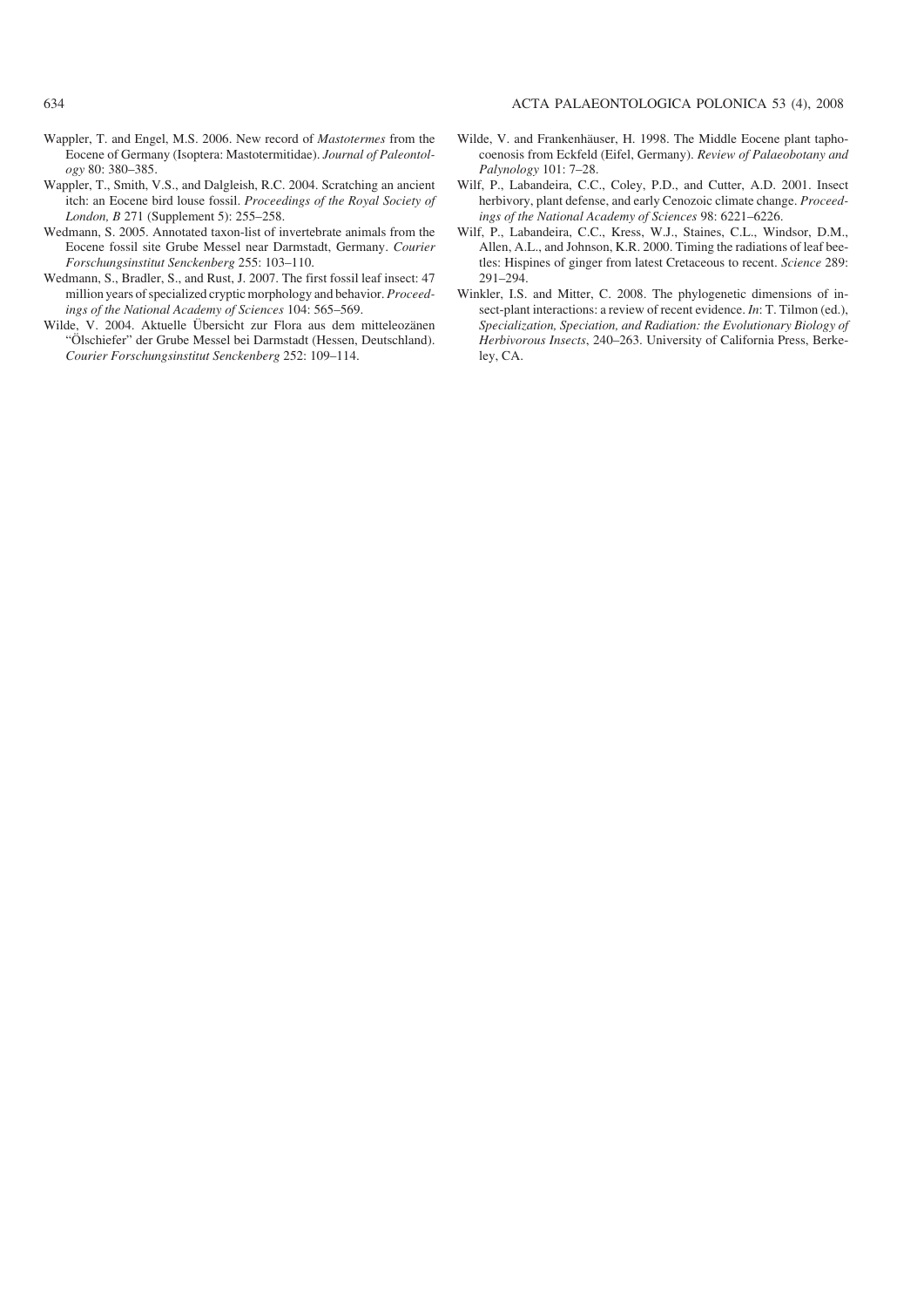Wappler, T. and Engel, M.S. 2006. New record of *Mastotermes* from the Eocene of Germany (Isoptera: Mastotermitidae). *Journal of Paleontology* 80: 380–385.

Wappler, T., Smith, V.S., and Dalgleish, R.C. 2004. Scratching an ancient itch: an Eocene bird louse fossil. *Proceedings of the Royal Society of London, B* 271 (Supplement 5): 255–258.

Wedmann, S. 2005. Annotated taxon-list of invertebrate animals from the Eocene fossil site Grube Messel near Darmstadt, Germany. *Courier Forschungsinstitut Senckenberg* 255: 103–110.

Wedmann, S., Bradler, S., and Rust, J. 2007. The first fossil leaf insect: 47 million years of specialized cryptic morphology and behavior. *Proceedings of the National Academy of Sciences* 104: 565–569.

Wilde, V. 2004. Aktuelle Übersicht zur Flora aus dem mitteleozänen "Ölschiefer" der Grube Messel bei Darmstadt (Hessen, Deutschland). *Courier Forschungsinstitut Senckenberg* 252: 109–114.

Wilde, V. and Frankenhäuser, H. 1998. The Middle Eocene plant taphocoenosis from Eckfeld (Eifel, Germany). *Review of Palaeobotany and Palynology* 101: 7–28.

Wilf, P., Labandeira, C.C., Coley, P.D., and Cutter, A.D. 2001. Insect herbivory, plant defense, and early Cenozoic climate change. *Proceedings of the National Academy of Sciences* 98: 6221–6226.

Wilf, P., Labandeira, C.C., Kress, W.J., Staines, C.L., Windsor, D.M., Allen, A.L., and Johnson, K.R. 2000. Timing the radiations of leaf beetles: Hispines of ginger from latest Cretaceous to recent. *Science* 289: 291–294.

Winkler, I.S. and Mitter, C. 2008. The phylogenetic dimensions of insect-plant interactions: a review of recent evidence. *In*: T. Tilmon (ed.), *Specialization, Speciation, and Radiation: the Evolutionary Biology of Herbivorous Insects*, 240–263. University of California Press, Berkeley, CA.